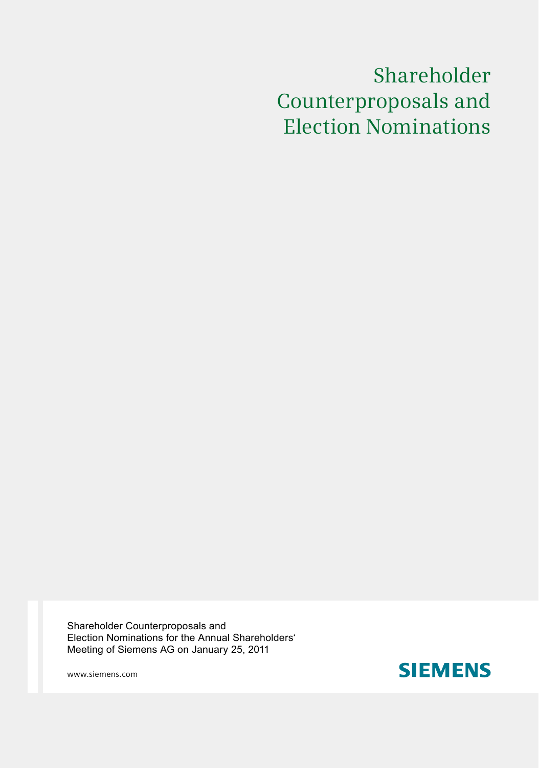# Shareholder Counterproposals and Election Nominations

Shareholder Counterproposals and
Election Nominations for the Annual Shareholders'
Meeting of Siemens AG on January 25, 2011

www.siemens.com

SIEMENS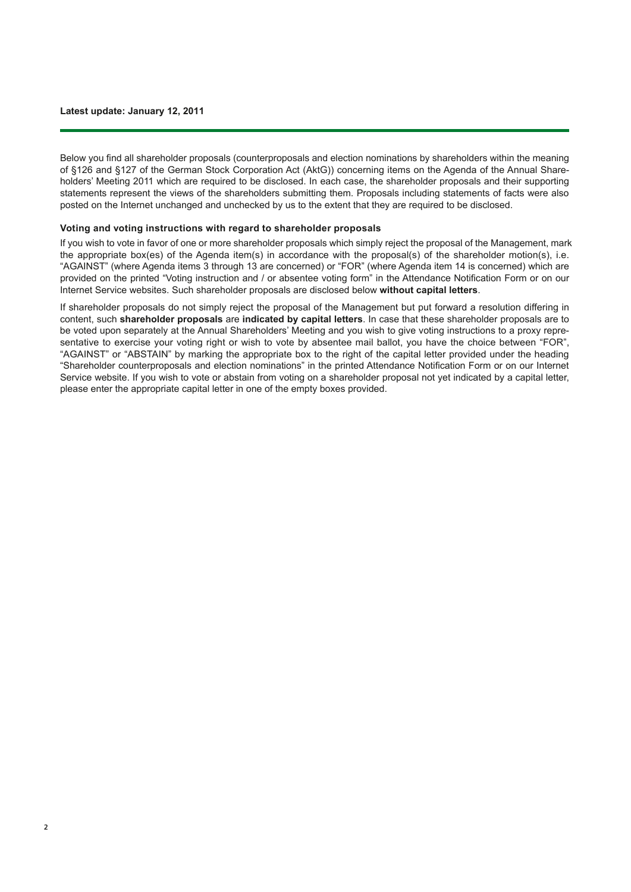**Latest update: January 12, 2011**

Below you find all shareholder proposals (counterproposals and election nominations by shareholders within the meaning of §126 and §127 of the German Stock Corporation Act (AktG)) concerning items on the Agenda of the Annual Shareholders' Meeting 2011 which are required to be disclosed. In each case, the shareholder proposals and their supporting statements represent the views of the shareholders submitting them. Proposals including statements of facts were also posted on the Internet unchanged and unchecked by us to the extent that they are required to be disclosed.

### Voting and voting instructions with regard to shareholder proposals

If you wish to vote in favor of one or more shareholder proposals which simply reject the proposal of the Management, mark the appropriate box(es) of the Agenda item(s) in accordance with the proposal(s) of the shareholder motion(s), i.e. "AGAINST" (where Agenda items 3 through 13 are concerned) or "FOR" (where Agenda item 14 is concerned) which are provided on the printed "Voting instruction and / or absentee voting form" in the Attendance Notification Form or on our Internet Service websites. Such shareholder proposals are disclosed below **without capital letters**.

If shareholder proposals do not simply reject the proposal of the Management but put forward a resolution differing in content, such **shareholder proposals** are **indicated by capital letters**. In case that these shareholder proposals are to be voted upon separately at the Annual Shareholders' Meeting and you wish to give voting instructions to a proxy representative to exercise your voting right or wish to vote by absentee mail ballot, you have the choice between "FOR", "AGAINST" or "ABSTAIN" by marking the appropriate box to the right of the capital letter provided under the heading "Shareholder counterproposals and election nominations" in the printed Attendance Notification Form or on our Internet Service website. If you wish to vote or abstain from voting on a shareholder proposal not yet indicated by a capital letter, please enter the appropriate capital letter in one of the empty boxes provided.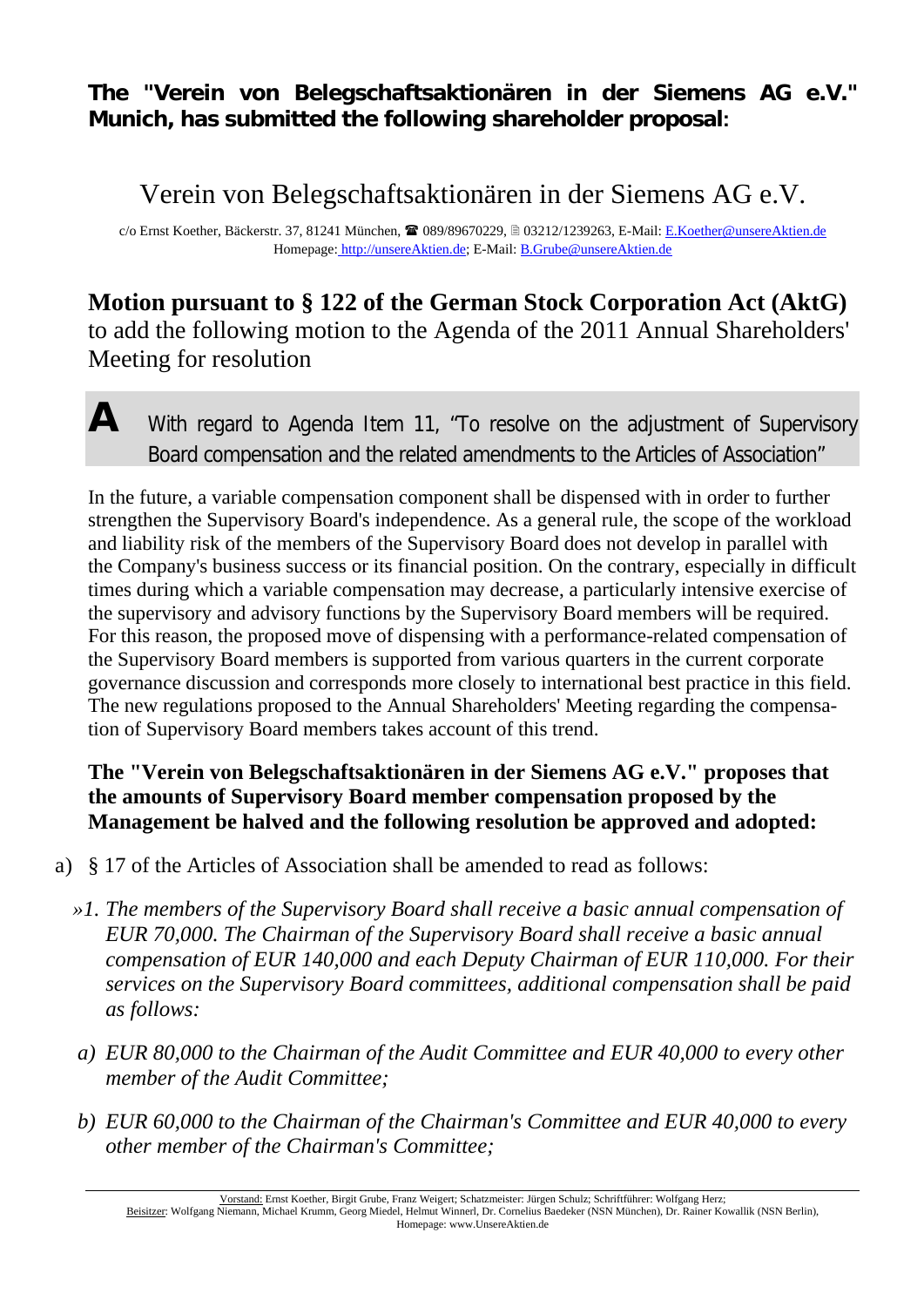**The "Verein von Belegschaftsaktionären in der Siemens AG e.V." Munich, has submitted the following shareholder proposal:**

# Verein von Belegschaftsaktionären in der Siemens AG e.V.

c/o Ernst Koether, Bäckerstr. 37, 81241 München, ☎ 089/89670229, 🖹 03212/1239263, E-Mail: E.Koether@unsereAktien.de
Homepage: http://unsereAktien.de; E-Mail: B.Grube@unsereAktien.de

## Motion pursuant to § 122 of the German Stock Corporation Act (AktG)

to add the following motion to the Agenda of the 2011 Annual Shareholders' Meeting for resolution

### A With regard to Agenda Item 11, "To resolve on the adjustment of Supervisory Board compensation and the related amendments to the Articles of Association"

In the future, a variable compensation component shall be dispensed with in order to further strengthen the Supervisory Board's independence. As a general rule, the scope of the workload and liability risk of the members of the Supervisory Board does not develop in parallel with the Company's business success or its financial position. On the contrary, especially in difficult times during which a variable compensation may decrease, a particularly intensive exercise of the supervisory and advisory functions by the Supervisory Board members will be required. For this reason, the proposed move of dispensing with a performance-related compensation of the Supervisory Board members is supported from various quarters in the current corporate governance discussion and corresponds more closely to international best practice in this field. The new regulations proposed to the Annual Shareholders' Meeting regarding the compensation of Supervisory Board members takes account of this trend.

**The "Verein von Belegschaftsaktionären in der Siemens AG e.V." proposes that the amounts of Supervisory Board member compensation proposed by the Management be halved and the following resolution be approved and adopted:**

a) § 17 of the Articles of Association shall be amended to read as follows:

*»1. The members of the Supervisory Board shall receive a basic annual compensation of EUR 70,000. The Chairman of the Supervisory Board shall receive a basic annual compensation of EUR 140,000 and each Deputy Chairman of EUR 110,000. For their services on the Supervisory Board committees, additional compensation shall be paid as follows:*

*a) EUR 80,000 to the Chairman of the Audit Committee and EUR 40,000 to every other member of the Audit Committee;*

*b) EUR 60,000 to the Chairman of the Chairman's Committee and EUR 40,000 to every other member of the Chairman's Committee;*

Vorstand: Ernst Koether, Birgit Grube, Franz Weigert; Schatzmeister: Jürgen Schulz; Schriftführer: Wolfgang Herz;
Beisitzer: Wolfgang Niemann, Michael Krumm, Georg Miedel, Helmut Winnerl, Dr. Cornelius Baedeker (NSN München), Dr. Rainer Kowallik (NSN Berlin),
Homepage: www.UnsereAktien.de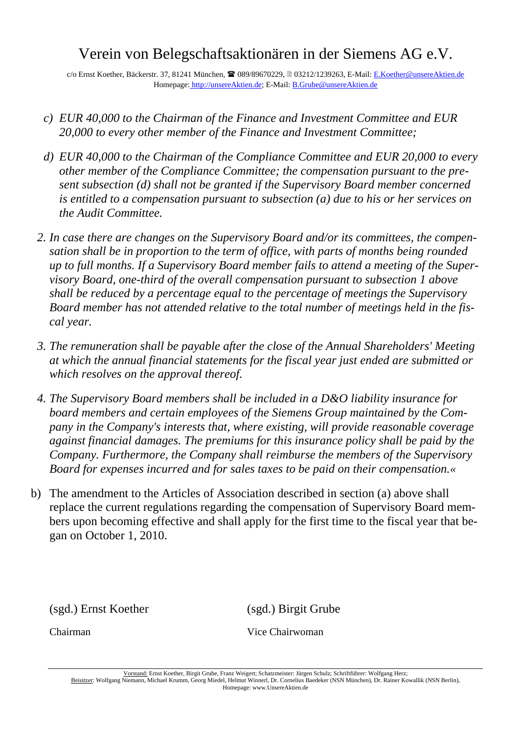*c) EUR 40,000 to the Chairman of the Finance and Investment Committee and EUR 20,000 to every other member of the Finance and Investment Committee;*

*d) EUR 40,000 to the Chairman of the Compliance Committee and EUR 20,000 to every other member of the Compliance Committee; the compensation pursuant to the present subsection (d) shall not be granted if the Supervisory Board member concerned is entitled to a compensation pursuant to subsection (a) due to his or her services on the Audit Committee.*

*2. In case there are changes on the Supervisory Board and/or its committees, the compensation shall be in proportion to the term of office, with parts of months being rounded up to full months. If a Supervisory Board member fails to attend a meeting of the Supervisory Board, one-third of the overall compensation pursuant to subsection 1 above shall be reduced by a percentage equal to the percentage of meetings the Supervisory Board member has not attended relative to the total number of meetings held in the fiscal year.*

*3. The remuneration shall be payable after the close of the Annual Shareholders' Meeting at which the annual financial statements for the fiscal year just ended are submitted or which resolves on the approval thereof.*

*4. The Supervisory Board members shall be included in a D&O liability insurance for board members and certain employees of the Siemens Group maintained by the Company in the Company's interests that, where existing, will provide reasonable coverage against financial damages. The premiums for this insurance policy shall be paid by the Company. Furthermore, the Company shall reimburse the members of the Supervisory Board for expenses incurred and for sales taxes to be paid on their compensation.«*

b) The amendment to the Articles of Association described in section (a) above shall replace the current regulations regarding the compensation of Supervisory Board members upon becoming effective and shall apply for the first time to the fiscal year that began on October 1, 2010.

| (sgd.) Ernst Koether | (sgd.) Birgit Grube |
|---|---|
| Chairman | Vice Chairwoman |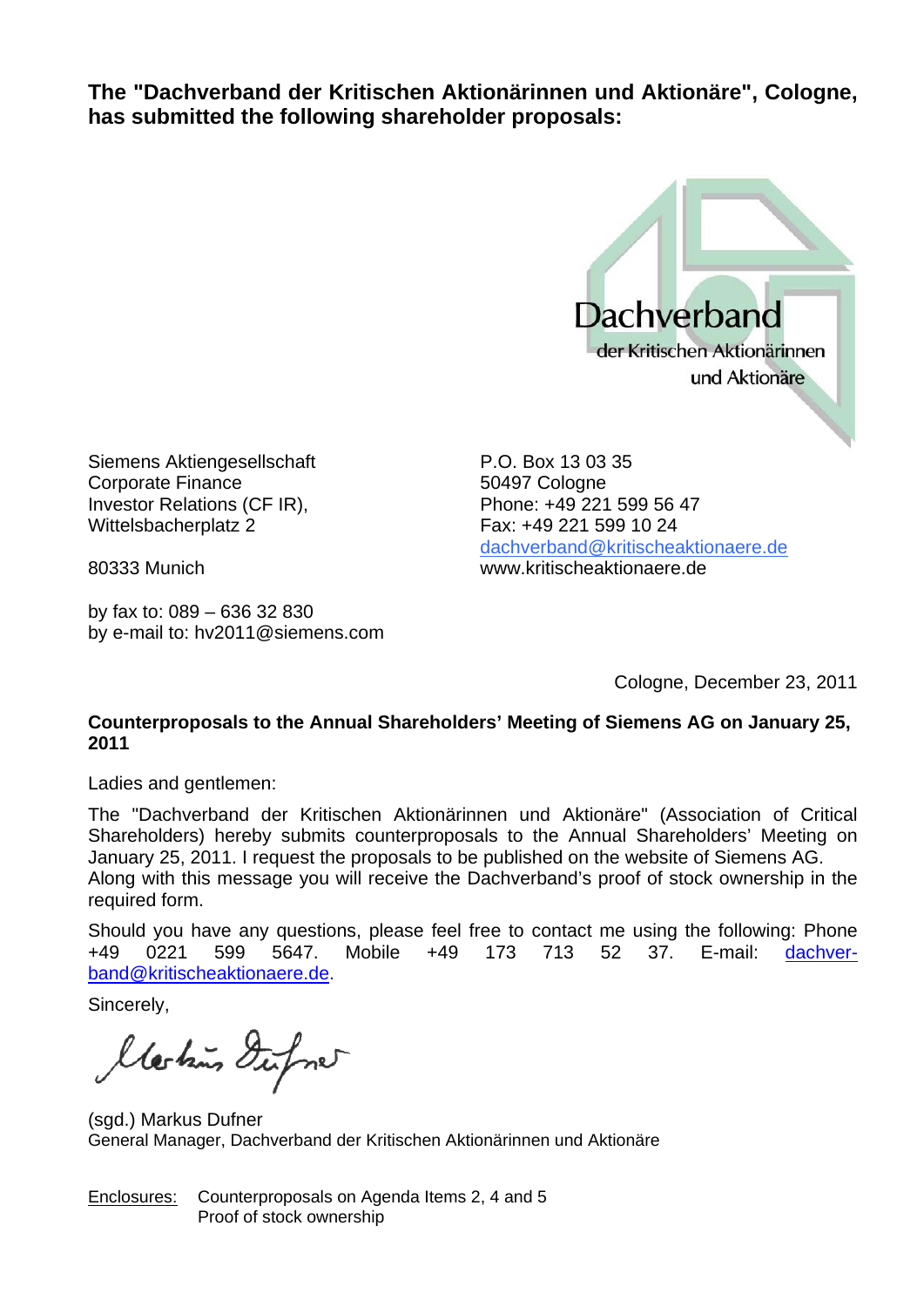**The "Dachverband der Kritischen Aktionärinnen und Aktionäre", Cologne, has submitted the following shareholder proposals:**

Dachverband der Kritischen Aktionärinnen und Aktionäre

Siemens Aktiengesellschaft
Corporate Finance
Investor Relations (CF IR),
Wittelsbacherplatz 2

80333 Munich

by fax to: 089 – 636 32 830
by e-mail to: hv2011@siemens.com

P.O. Box 13 03 35
50497 Cologne
Phone: +49 221 599 56 47
Fax: +49 221 599 10 24
dachverband@kritischeaktionaere.de
www.kritischeaktionaere.de

Cologne, December 23, 2011

**Counterproposals to the Annual Shareholders' Meeting of Siemens AG on January 25, 2011**

Ladies and gentlemen:

The "Dachverband der Kritischen Aktionärinnen und Aktionäre" (Association of Critical Shareholders) hereby submits counterproposals to the Annual Shareholders' Meeting on January 25, 2011. I request the proposals to be published on the website of Siemens AG. Along with this message you will receive the Dachverband's proof of stock ownership in the required form.

Should you have any questions, please feel free to contact me using the following: Phone +49 0221 599 5647. Mobile +49 173 713 52 37. E-mail: dachverband@kritischeaktionaere.de.

Sincerely,

(sgd.) Markus Dufner
General Manager, Dachverband der Kritischen Aktionärinnen und Aktionäre

Enclosures: Counterproposals on Agenda Items 2, 4 and 5
Proof of stock ownership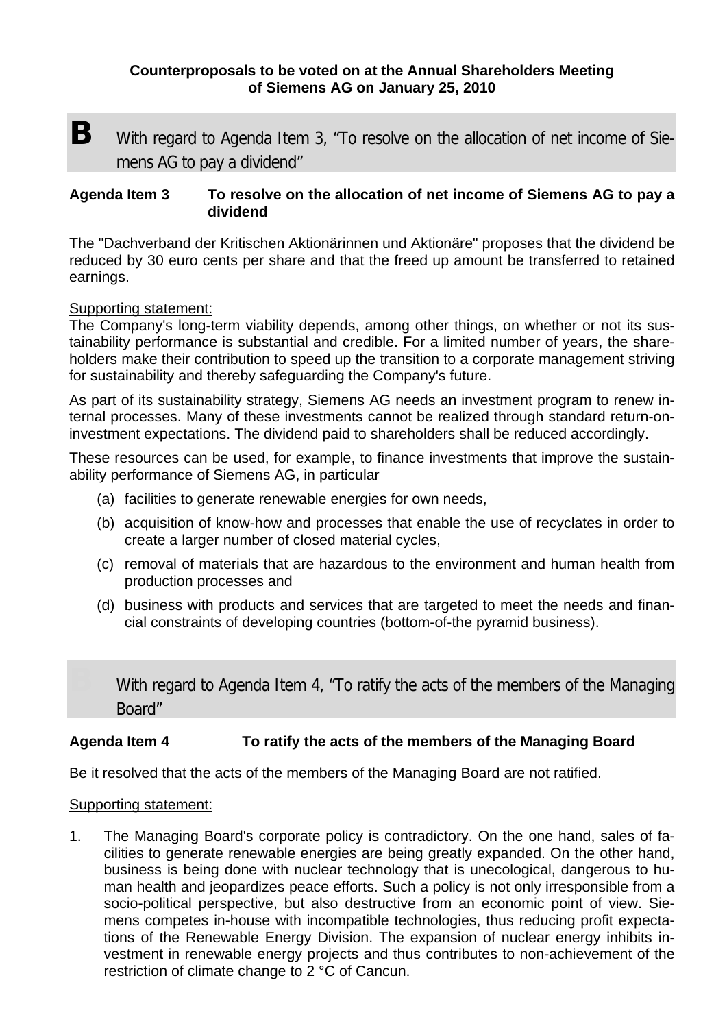**Counterproposals to be voted on at the Annual Shareholders Meeting of Siemens AG on January 25, 2010**

## B With regard to Agenda Item 3, "To resolve on the allocation of net income of Siemens AG to pay a dividend"

**Agenda Item 3 To resolve on the allocation of net income of Siemens AG to pay a dividend**

The "Dachverband der Kritischen Aktionärinnen und Aktionäre" proposes that the dividend be reduced by 30 euro cents per share and that the freed up amount be transferred to retained earnings.

Supporting statement:
The Company's long-term viability depends, among other things, on whether or not its sustainability performance is substantial and credible. For a limited number of years, the shareholders make their contribution to speed up the transition to a corporate management striving for sustainability and thereby safeguarding the Company's future.

As part of its sustainability strategy, Siemens AG needs an investment program to renew internal processes. Many of these investments cannot be realized through standard return-on-investment expectations. The dividend paid to shareholders shall be reduced accordingly.

These resources can be used, for example, to finance investments that improve the sustainability performance of Siemens AG, in particular

(a) facilities to generate renewable energies for own needs,

(b) acquisition of know-how and processes that enable the use of recyclates in order to create a larger number of closed material cycles,

(c) removal of materials that are hazardous to the environment and human health from production processes and

(d) business with products and services that are targeted to meet the needs and financial constraints of developing countries (bottom-of-the pyramid business).

## D With regard to Agenda Item 4, "To ratify the acts of the members of the Managing Board"

**Agenda Item 4 To ratify the acts of the members of the Managing Board**

Be it resolved that the acts of the members of the Managing Board are not ratified.

Supporting statement:

1. The Managing Board's corporate policy is contradictory. On the one hand, sales of facilities to generate renewable energies are being greatly expanded. On the other hand, business is being done with nuclear technology that is unecological, dangerous to human health and jeopardizes peace efforts. Such a policy is not only irresponsible from a socio-political perspective, but also destructive from an economic point of view. Siemens competes in-house with incompatible technologies, thus reducing profit expectations of the Renewable Energy Division. The expansion of nuclear energy inhibits investment in renewable energy projects and thus contributes to non-achievement of the restriction of climate change to 2 °C of Cancun.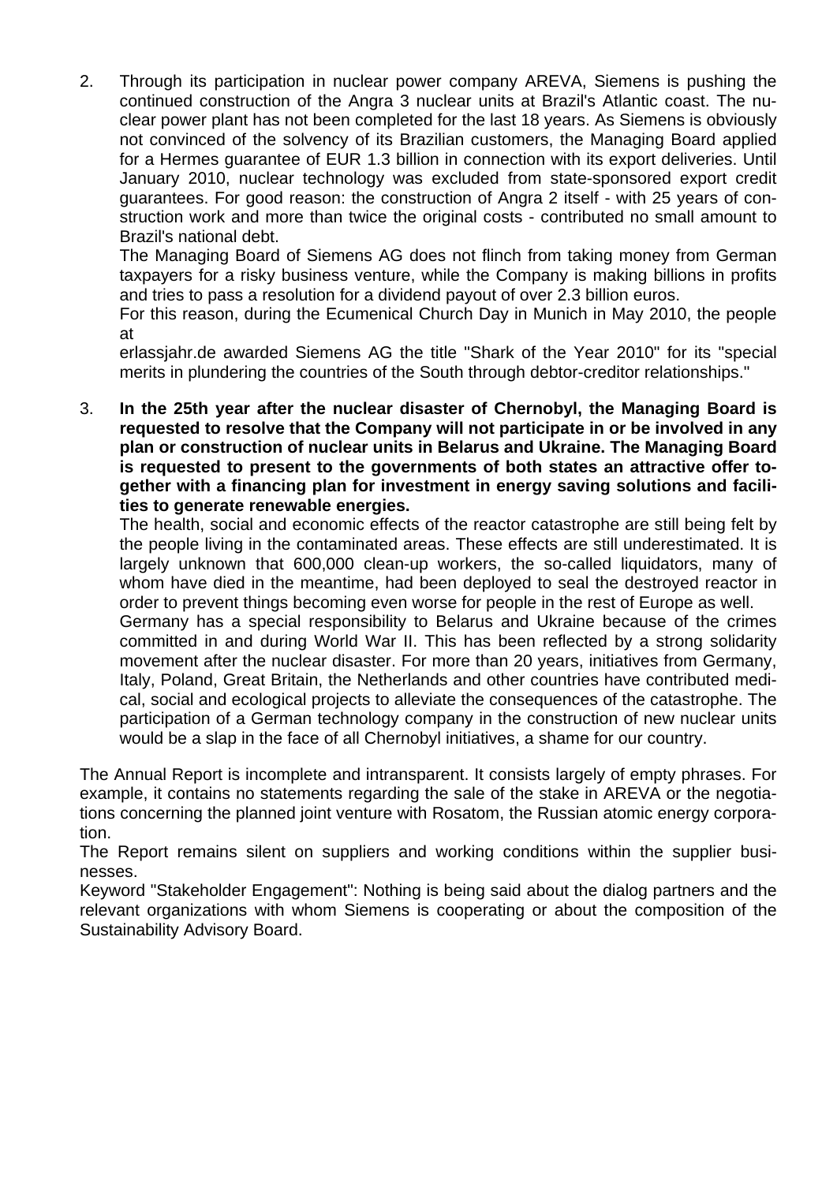2. Through its participation in nuclear power company AREVA, Siemens is pushing the continued construction of the Angra 3 nuclear units at Brazil's Atlantic coast. The nuclear power plant has not been completed for the last 18 years. As Siemens is obviously not convinced of the solvency of its Brazilian customers, the Managing Board applied for a Hermes guarantee of EUR 1.3 billion in connection with its export deliveries. Until January 2010, nuclear technology was excluded from state-sponsored export credit guarantees. For good reason: the construction of Angra 2 itself - with 25 years of construction work and more than twice the original costs - contributed no small amount to Brazil's national debt.

   The Managing Board of Siemens AG does not flinch from taking money from German taxpayers for a risky business venture, while the Company is making billions in profits and tries to pass a resolution for a dividend payout of over 2.3 billion euros.

   For this reason, during the Ecumenical Church Day in Munich in May 2010, the people at erlassjahr.de awarded Siemens AG the title "Shark of the Year 2010" for its "special merits in plundering the countries of the South through debtor-creditor relationships."

3. **In the 25th year after the nuclear disaster of Chernobyl, the Managing Board is requested to resolve that the Company will not participate in or be involved in any plan or construction of nuclear units in Belarus and Ukraine. The Managing Board is requested to present to the governments of both states an attractive offer together with a financing plan for investment in energy saving solutions and facilities to generate renewable energies.**

   The health, social and economic effects of the reactor catastrophe are still being felt by the people living in the contaminated areas. These effects are still underestimated. It is largely unknown that 600,000 clean-up workers, the so-called liquidators, many of whom have died in the meantime, had been deployed to seal the destroyed reactor in order to prevent things becoming even worse for people in the rest of Europe as well.

   Germany has a special responsibility to Belarus and Ukraine because of the crimes committed in and during World War II. This has been reflected by a strong solidarity movement after the nuclear disaster. For more than 20 years, initiatives from Germany, Italy, Poland, Great Britain, the Netherlands and other countries have contributed medical, social and ecological projects to alleviate the consequences of the catastrophe. The participation of a German technology company in the construction of new nuclear units would be a slap in the face of all Chernobyl initiatives, a shame for our country.

The Annual Report is incomplete and intransparent. It consists largely of empty phrases. For example, it contains no statements regarding the sale of the stake in AREVA or the negotiations concerning the planned joint venture with Rosatom, the Russian atomic energy corporation.

The Report remains silent on suppliers and working conditions within the supplier businesses.

Keyword "Stakeholder Engagement": Nothing is being said about the dialog partners and the relevant organizations with whom Siemens is cooperating or about the composition of the Sustainability Advisory Board.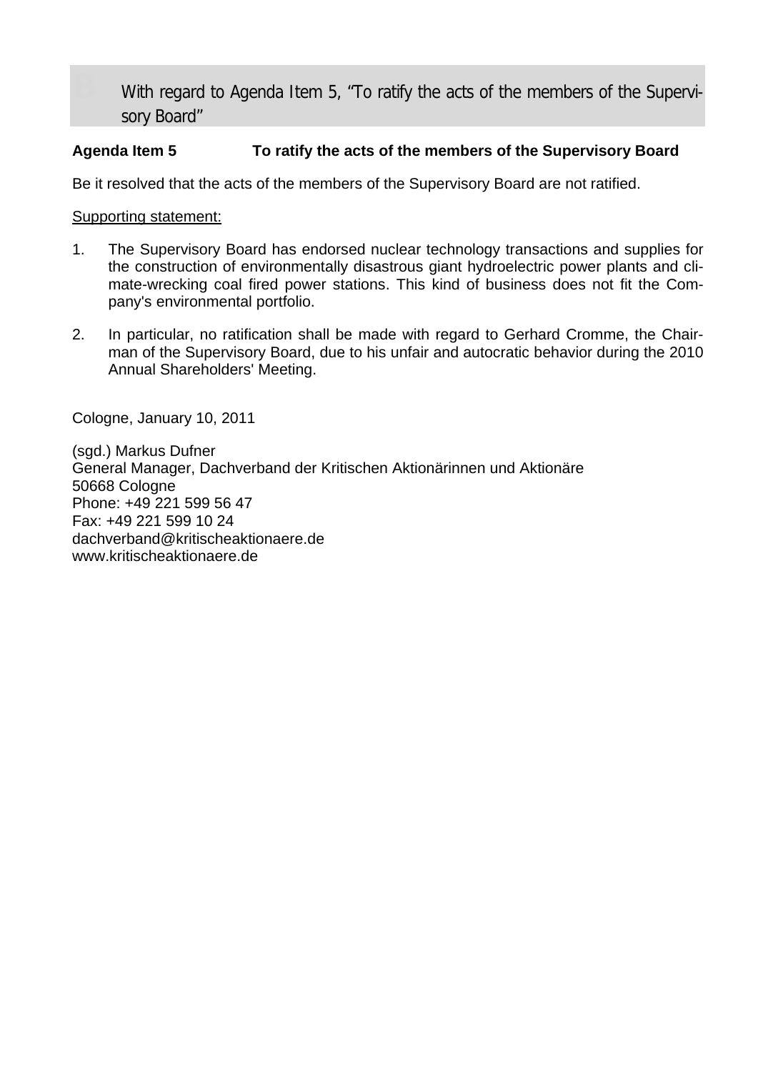## With regard to Agenda Item 5, "To ratify the acts of the members of the Supervisory Board"

**Agenda Item 5 To ratify the acts of the members of the Supervisory Board**

Be it resolved that the acts of the members of the Supervisory Board are not ratified.

Supporting statement:

1. The Supervisory Board has endorsed nuclear technology transactions and supplies for the construction of environmentally disastrous giant hydroelectric power plants and climate-wrecking coal fired power stations. This kind of business does not fit the Company's environmental portfolio.

2. In particular, no ratification shall be made with regard to Gerhard Cromme, the Chairman of the Supervisory Board, due to his unfair and autocratic behavior during the 2010 Annual Shareholders' Meeting.

Cologne, January 10, 2011

(sgd.) Markus Dufner
General Manager, Dachverband der Kritischen Aktionärinnen und Aktionäre
50668 Cologne
Phone: +49 221 599 56 47
Fax: +49 221 599 10 24
dachverband@kritischeaktionaere.de
www.kritischeaktionaere.de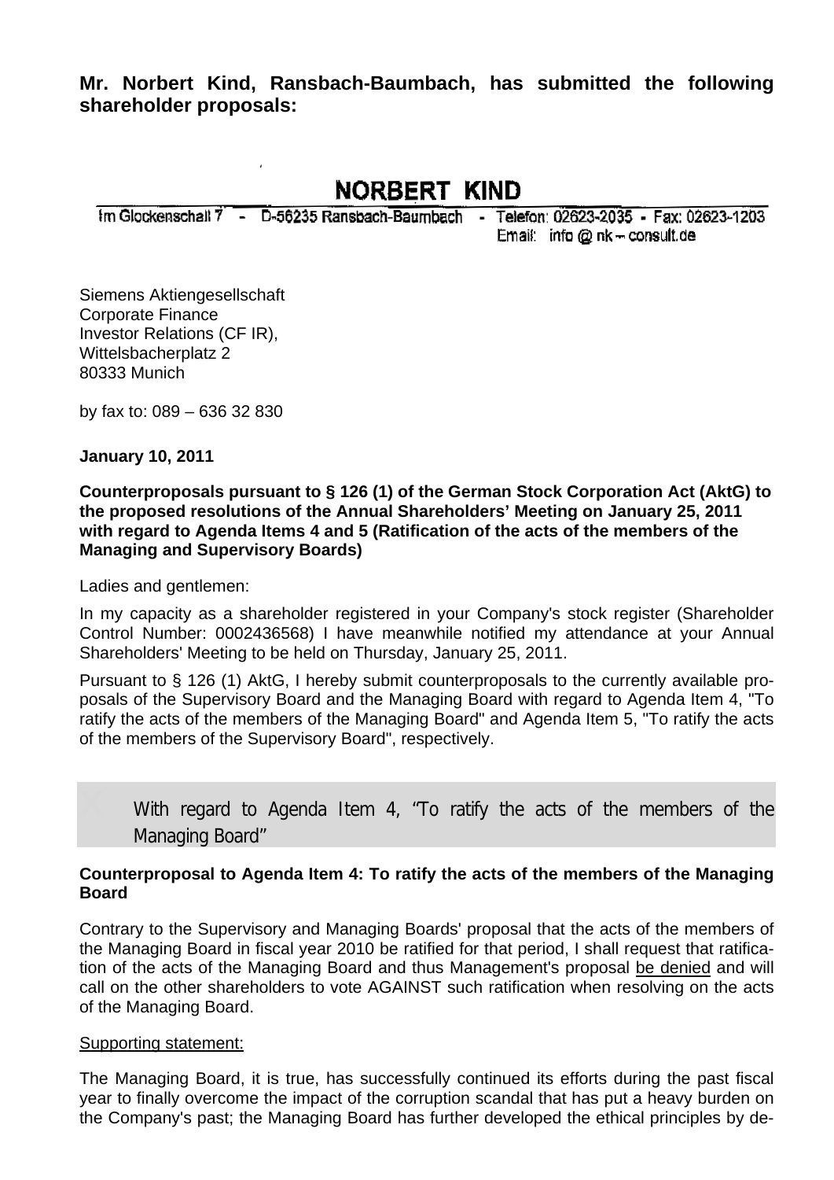**Mr. Norbert Kind, Ransbach-Baumbach, has submitted the following shareholder proposals:**

# NORBERT KIND

Im Glockenschall 7 - D-56235 Ransbach-Baumbach - Telefon: 02623-2035 - Fax: 02623-1203
Email: info @ nk – consult.de

Siemens Aktiengesellschaft
Corporate Finance
Investor Relations (CF IR),
Wittelsbacherplatz 2
80333 Munich

by fax to: 089 – 636 32 830

**January 10, 2011**

**Counterproposals pursuant to § 126 (1) of the German Stock Corporation Act (AktG) to the proposed resolutions of the Annual Shareholders' Meeting on January 25, 2011 with regard to Agenda Items 4 and 5 (Ratification of the acts of the members of the Managing and Supervisory Boards)**

Ladies and gentlemen:

In my capacity as a shareholder registered in your Company's stock register (Shareholder Control Number: 0002436568) I have meanwhile notified my attendance at your Annual Shareholders' Meeting to be held on Thursday, January 25, 2011.

Pursuant to § 126 (1) AktG, I hereby submit counterproposals to the currently available proposals of the Supervisory Board and the Managing Board with regard to Agenda Item 4, "To ratify the acts of the members of the Managing Board" and Agenda Item 5, "To ratify the acts of the members of the Supervisory Board", respectively.

## With regard to Agenda Item 4, "To ratify the acts of the members of the Managing Board"

**Counterproposal to Agenda Item 4: To ratify the acts of the members of the Managing Board**

Contrary to the Supervisory and Managing Boards' proposal that the acts of the members of the Managing Board in fiscal year 2010 be ratified for that period, I shall request that ratification of the acts of the Managing Board and thus Management's proposal be denied and will call on the other shareholders to vote AGAINST such ratification when resolving on the acts of the Managing Board.

Supporting statement:

The Managing Board, it is true, has successfully continued its efforts during the past fiscal year to finally overcome the impact of the corruption scandal that has put a heavy burden on the Company's past; the Managing Board has further developed the ethical principles by de-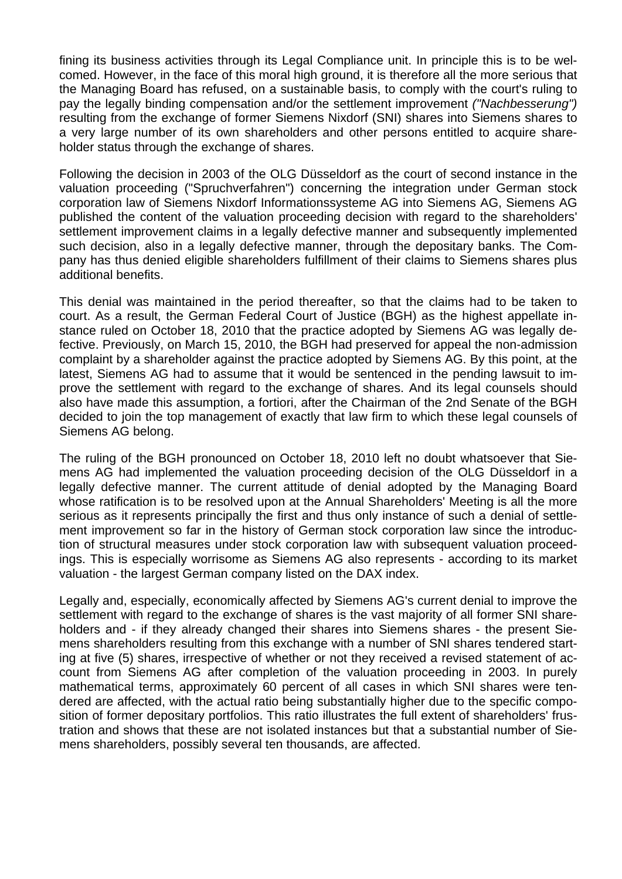fining its business activities through its Legal Compliance unit. In principle this is to be welcomed. However, in the face of this moral high ground, it is therefore all the more serious that the Managing Board has refused, on a sustainable basis, to comply with the court's ruling to pay the legally binding compensation and/or the settlement improvement *("Nachbesserung")* resulting from the exchange of former Siemens Nixdorf (SNI) shares into Siemens shares to a very large number of its own shareholders and other persons entitled to acquire shareholder status through the exchange of shares.

Following the decision in 2003 of the OLG Düsseldorf as the court of second instance in the valuation proceeding ("Spruchverfahren") concerning the integration under German stock corporation law of Siemens Nixdorf Informationssysteme AG into Siemens AG, Siemens AG published the content of the valuation proceeding decision with regard to the shareholders' settlement improvement claims in a legally defective manner and subsequently implemented such decision, also in a legally defective manner, through the depositary banks. The Company has thus denied eligible shareholders fulfillment of their claims to Siemens shares plus additional benefits.

This denial was maintained in the period thereafter, so that the claims had to be taken to court. As a result, the German Federal Court of Justice (BGH) as the highest appellate instance ruled on October 18, 2010 that the practice adopted by Siemens AG was legally defective. Previously, on March 15, 2010, the BGH had preserved for appeal the non-admission complaint by a shareholder against the practice adopted by Siemens AG. By this point, at the latest, Siemens AG had to assume that it would be sentenced in the pending lawsuit to improve the settlement with regard to the exchange of shares. And its legal counsels should also have made this assumption, a fortiori, after the Chairman of the 2nd Senate of the BGH decided to join the top management of exactly that law firm to which these legal counsels of Siemens AG belong.

The ruling of the BGH pronounced on October 18, 2010 left no doubt whatsoever that Siemens AG had implemented the valuation proceeding decision of the OLG Düsseldorf in a legally defective manner. The current attitude of denial adopted by the Managing Board whose ratification is to be resolved upon at the Annual Shareholders' Meeting is all the more serious as it represents principally the first and thus only instance of such a denial of settlement improvement so far in the history of German stock corporation law since the introduction of structural measures under stock corporation law with subsequent valuation proceedings. This is especially worrisome as Siemens AG also represents - according to its market valuation - the largest German company listed on the DAX index.

Legally and, especially, economically affected by Siemens AG's current denial to improve the settlement with regard to the exchange of shares is the vast majority of all former SNI shareholders and - if they already changed their shares into Siemens shares - the present Siemens shareholders resulting from this exchange with a number of SNI shares tendered starting at five (5) shares, irrespective of whether or not they received a revised statement of account from Siemens AG after completion of the valuation proceeding in 2003. In purely mathematical terms, approximately 60 percent of all cases in which SNI shares were tendered are affected, with the actual ratio being substantially higher due to the specific composition of former depositary portfolios. This ratio illustrates the full extent of shareholders' frustration and shows that these are not isolated instances but that a substantial number of Siemens shareholders, possibly several ten thousands, are affected.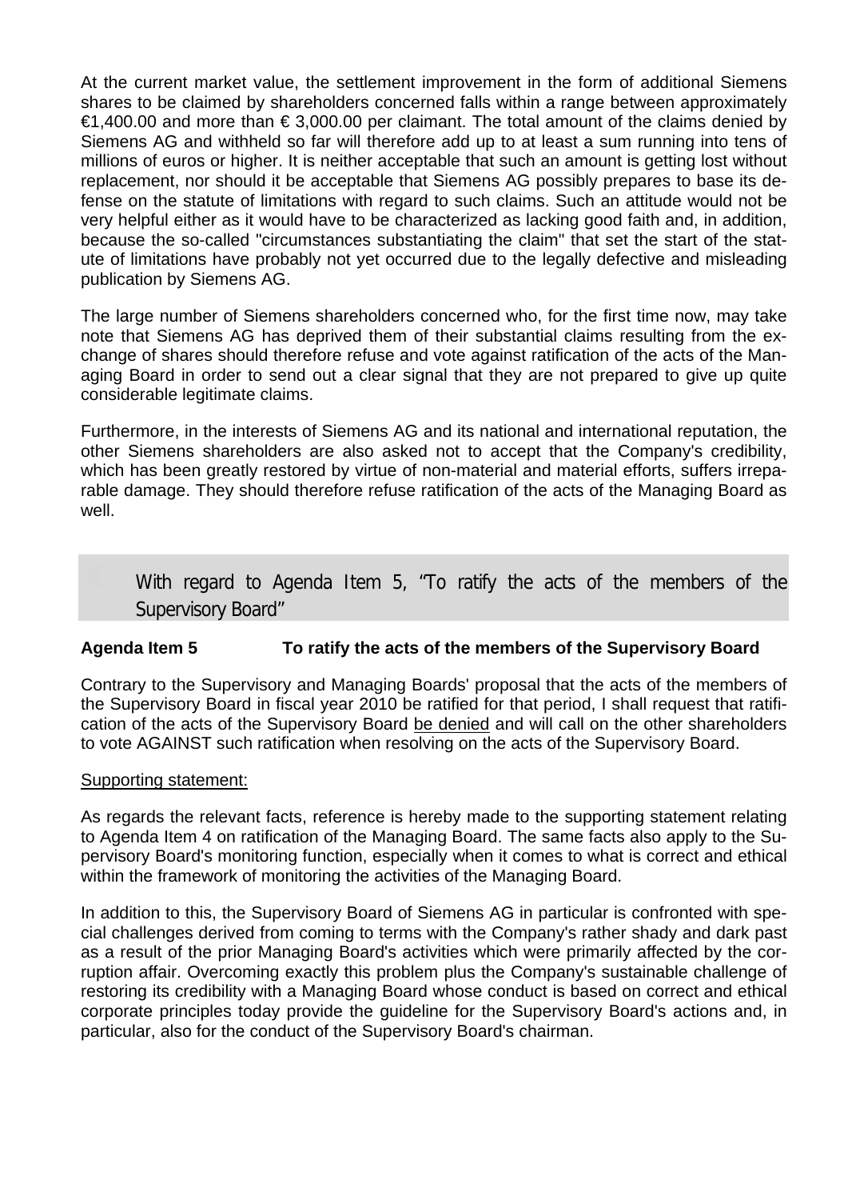At the current market value, the settlement improvement in the form of additional Siemens shares to be claimed by shareholders concerned falls within a range between approximately €1,400.00 and more than € 3,000.00 per claimant. The total amount of the claims denied by Siemens AG and withheld so far will therefore add up to at least a sum running into tens of millions of euros or higher. It is neither acceptable that such an amount is getting lost without replacement, nor should it be acceptable that Siemens AG possibly prepares to base its defense on the statute of limitations with regard to such claims. Such an attitude would not be very helpful either as it would have to be characterized as lacking good faith and, in addition, because the so-called "circumstances substantiating the claim" that set the start of the statute of limitations have probably not yet occurred due to the legally defective and misleading publication by Siemens AG.

The large number of Siemens shareholders concerned who, for the first time now, may take note that Siemens AG has deprived them of their substantial claims resulting from the exchange of shares should therefore refuse and vote against ratification of the acts of the Managing Board in order to send out a clear signal that they are not prepared to give up quite considerable legitimate claims.

Furthermore, in the interests of Siemens AG and its national and international reputation, the other Siemens shareholders are also asked not to accept that the Company's credibility, which has been greatly restored by virtue of non-material and material efforts, suffers irreparable damage. They should therefore refuse ratification of the acts of the Managing Board as well.

## With regard to Agenda Item 5, "To ratify the acts of the members of the Supervisory Board"

**Agenda Item 5 To ratify the acts of the members of the Supervisory Board**

Contrary to the Supervisory and Managing Boards' proposal that the acts of the members of the Supervisory Board in fiscal year 2010 be ratified for that period, I shall request that ratification of the acts of the Supervisory Board be denied and will call on the other shareholders to vote AGAINST such ratification when resolving on the acts of the Supervisory Board.

Supporting statement:

As regards the relevant facts, reference is hereby made to the supporting statement relating to Agenda Item 4 on ratification of the Managing Board. The same facts also apply to the Supervisory Board's monitoring function, especially when it comes to what is correct and ethical within the framework of monitoring the activities of the Managing Board.

In addition to this, the Supervisory Board of Siemens AG in particular is confronted with special challenges derived from coming to terms with the Company's rather shady and dark past as a result of the prior Managing Board's activities which were primarily affected by the corruption affair. Overcoming exactly this problem plus the Company's sustainable challenge of restoring its credibility with a Managing Board whose conduct is based on correct and ethical corporate principles today provide the guideline for the Supervisory Board's actions and, in particular, also for the conduct of the Supervisory Board's chairman.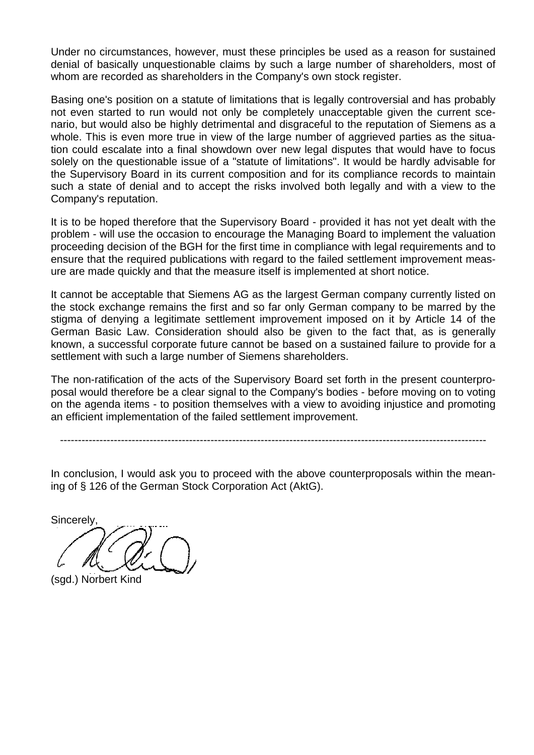Under no circumstances, however, must these principles be used as a reason for sustained denial of basically unquestionable claims by such a large number of shareholders, most of whom are recorded as shareholders in the Company's own stock register.

Basing one's position on a statute of limitations that is legally controversial and has probably not even started to run would not only be completely unacceptable given the current scenario, but would also be highly detrimental and disgraceful to the reputation of Siemens as a whole. This is even more true in view of the large number of aggrieved parties as the situation could escalate into a final showdown over new legal disputes that would have to focus solely on the questionable issue of a "statute of limitations". It would be hardly advisable for the Supervisory Board in its current composition and for its compliance records to maintain such a state of denial and to accept the risks involved both legally and with a view to the Company's reputation.

It is to be hoped therefore that the Supervisory Board - provided it has not yet dealt with the problem - will use the occasion to encourage the Managing Board to implement the valuation proceeding decision of the BGH for the first time in compliance with legal requirements and to ensure that the required publications with regard to the failed settlement improvement measure are made quickly and that the measure itself is implemented at short notice.

It cannot be acceptable that Siemens AG as the largest German company currently listed on the stock exchange remains the first and so far only German company to be marred by the stigma of denying a legitimate settlement improvement imposed on it by Article 14 of the German Basic Law. Consideration should also be given to the fact that, as is generally known, a successful corporate future cannot be based on a sustained failure to provide for a settlement with such a large number of Siemens shareholders.

The non-ratification of the acts of the Supervisory Board set forth in the present counterproposal would therefore be a clear signal to the Company's bodies - before moving on to voting on the agenda items - to position themselves with a view to avoiding injustice and promoting an efficient implementation of the failed settlement improvement.

---

In conclusion, I would ask you to proceed with the above counterproposals within the meaning of § 126 of the German Stock Corporation Act (AktG).

Sincerely,

(sgd.) Norbert Kind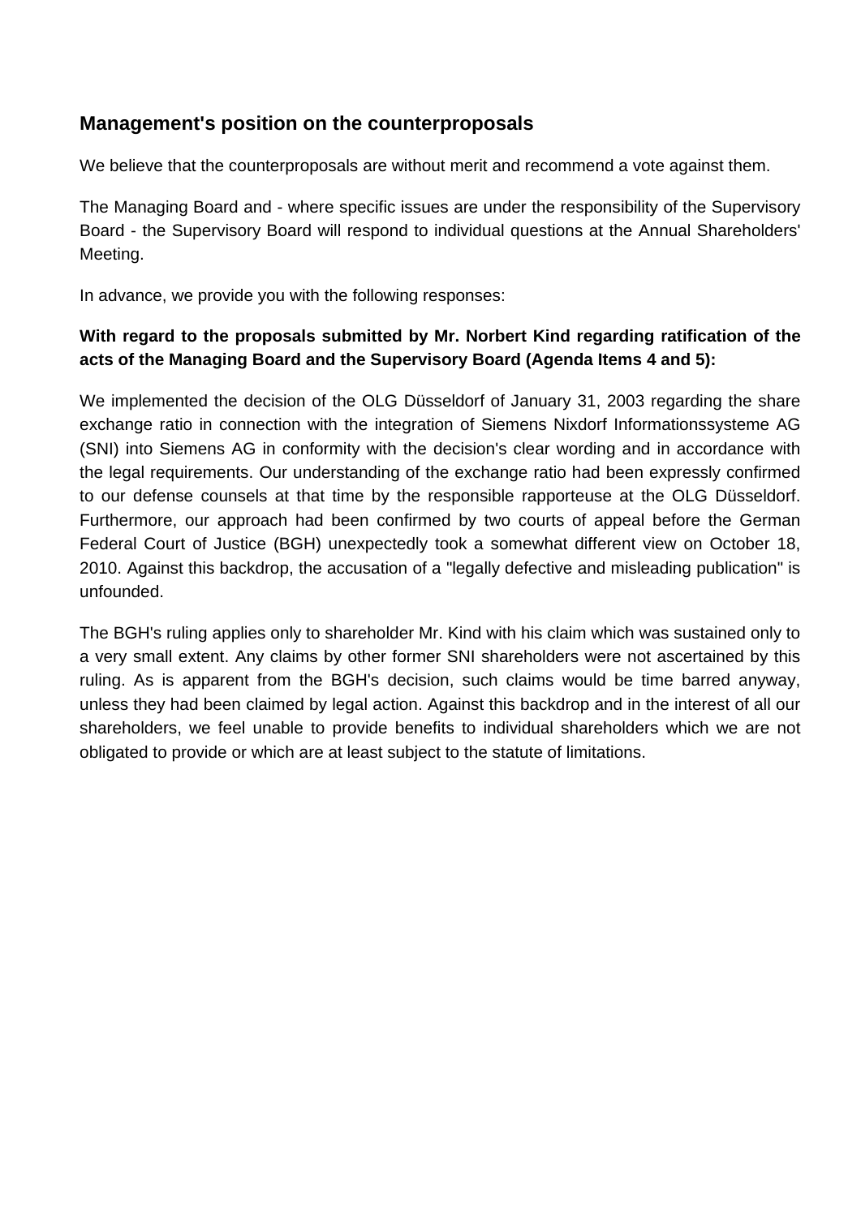## Management's position on the counterproposals

We believe that the counterproposals are without merit and recommend a vote against them.

The Managing Board and - where specific issues are under the responsibility of the Supervisory Board - the Supervisory Board will respond to individual questions at the Annual Shareholders' Meeting.

In advance, we provide you with the following responses:

**With regard to the proposals submitted by Mr. Norbert Kind regarding ratification of the acts of the Managing Board and the Supervisory Board (Agenda Items 4 and 5):**

We implemented the decision of the OLG Düsseldorf of January 31, 2003 regarding the share exchange ratio in connection with the integration of Siemens Nixdorf Informationssysteme AG (SNI) into Siemens AG in conformity with the decision's clear wording and in accordance with the legal requirements. Our understanding of the exchange ratio had been expressly confirmed to our defense counsels at that time by the responsible rapporteuse at the OLG Düsseldorf. Furthermore, our approach had been confirmed by two courts of appeal before the German Federal Court of Justice (BGH) unexpectedly took a somewhat different view on October 18, 2010. Against this backdrop, the accusation of a "legally defective and misleading publication" is unfounded.

The BGH's ruling applies only to shareholder Mr. Kind with his claim which was sustained only to a very small extent. Any claims by other former SNI shareholders were not ascertained by this ruling. As is apparent from the BGH's decision, such claims would be time barred anyway, unless they had been claimed by legal action. Against this backdrop and in the interest of all our shareholders, we feel unable to provide benefits to individual shareholders which we are not obligated to provide or which are at least subject to the statute of limitations.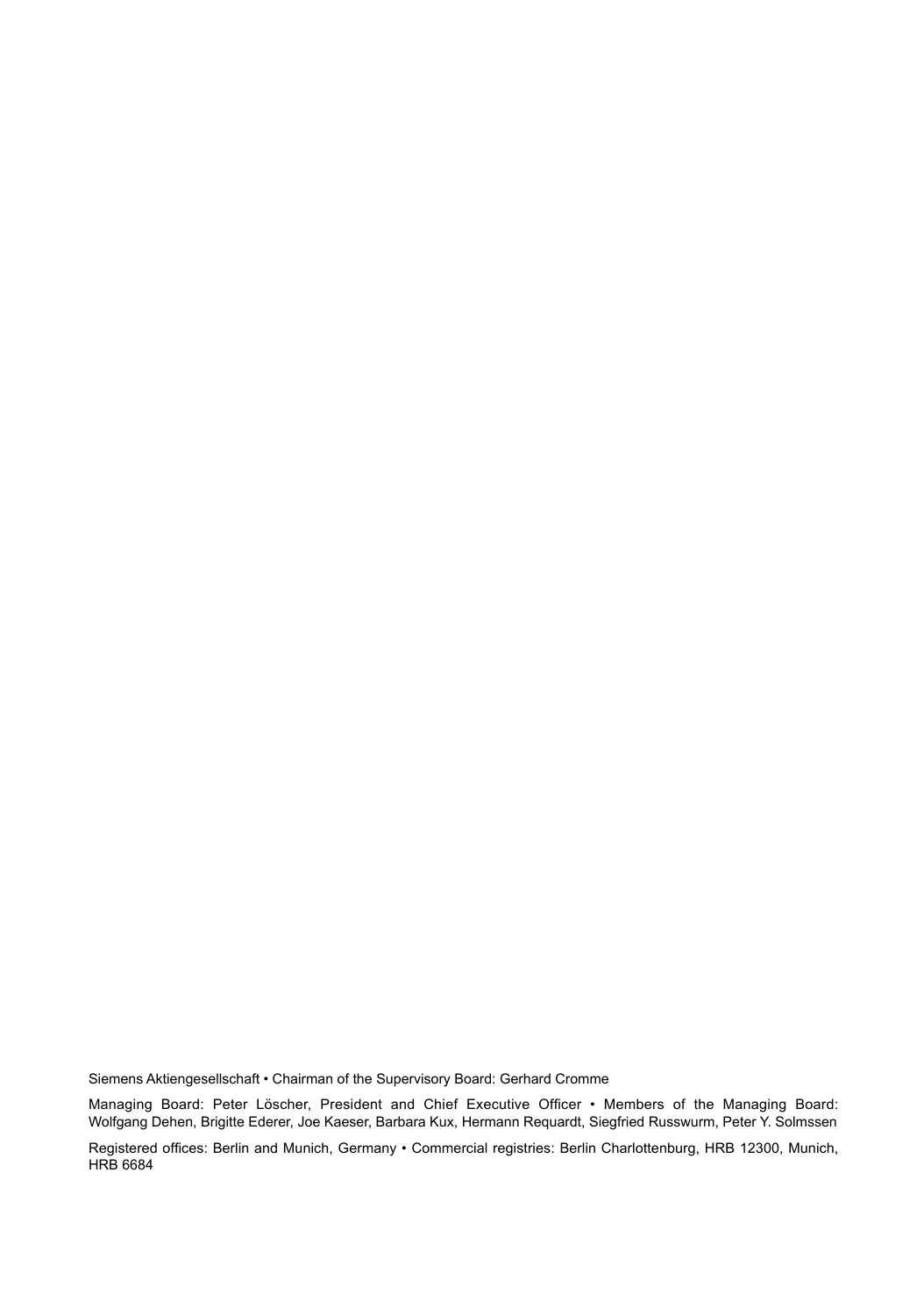Siemens Aktiengesellschaft • Chairman of the Supervisory Board: Gerhard Cromme

Managing Board: Peter Löscher, President and Chief Executive Officer • Members of the Managing Board: Wolfgang Dehen, Brigitte Ederer, Joe Kaeser, Barbara Kux, Hermann Requardt, Siegfried Russwurm, Peter Y. Solmssen

Registered offices: Berlin and Munich, Germany • Commercial registries: Berlin Charlottenburg, HRB 12300, Munich, HRB 6684